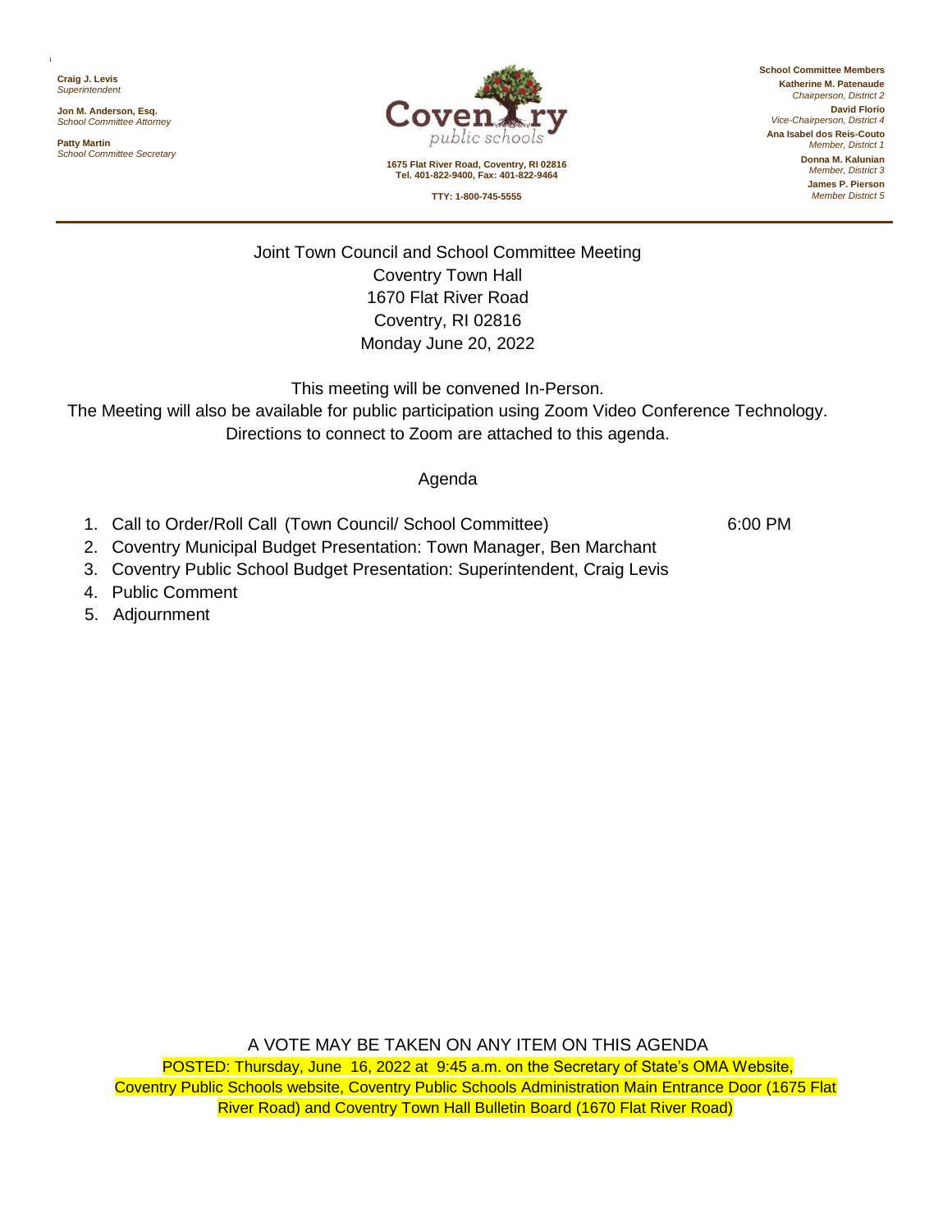**Craig J. Levis**
*Superintendent*

**Jon M. Anderson, Esq.**
*School Committee Attorney*

**Patty Martin**
*School Committee Secretary*

Coventry
*public schools*

**1675 Flat River Road, Coventry, RI 02816**
**Tel. 401-822-9400, Fax: 401-822-9464**

**TTY: 1-800-745-5555**

**School Committee Members**

**Katherine M. Patenaude**
*Chairperson, District 2*

**David Florio**
*Vice-Chairperson, District 4*

**Ana Isabel dos Reis-Couto**
*Member, District 1*

**Donna M. Kalunian**
*Member, District 3*

**James P. Pierson**
*Member District 5*

---

Joint Town Council and School Committee Meeting
Coventry Town Hall
1670 Flat River Road
Coventry, RI 02816
Monday June 20, 2022

This meeting will be convened In-Person.
The Meeting will also be available for public participation using Zoom Video Conference Technology.
Directions to connect to Zoom are attached to this agenda.

Agenda

1. Call to Order/Roll Call (Town Council/ School Committee) 6:00 PM
2. Coventry Municipal Budget Presentation: Town Manager, Ben Marchant
3. Coventry Public School Budget Presentation: Superintendent, Craig Levis
4. Public Comment
5. Adjournment

A VOTE MAY BE TAKEN ON ANY ITEM ON THIS AGENDA

POSTED: Thursday, June 16, 2022 at 9:45 a.m. on the Secretary of State's OMA Website, Coventry Public Schools website, Coventry Public Schools Administration Main Entrance Door (1675 Flat River Road) and Coventry Town Hall Bulletin Board (1670 Flat River Road)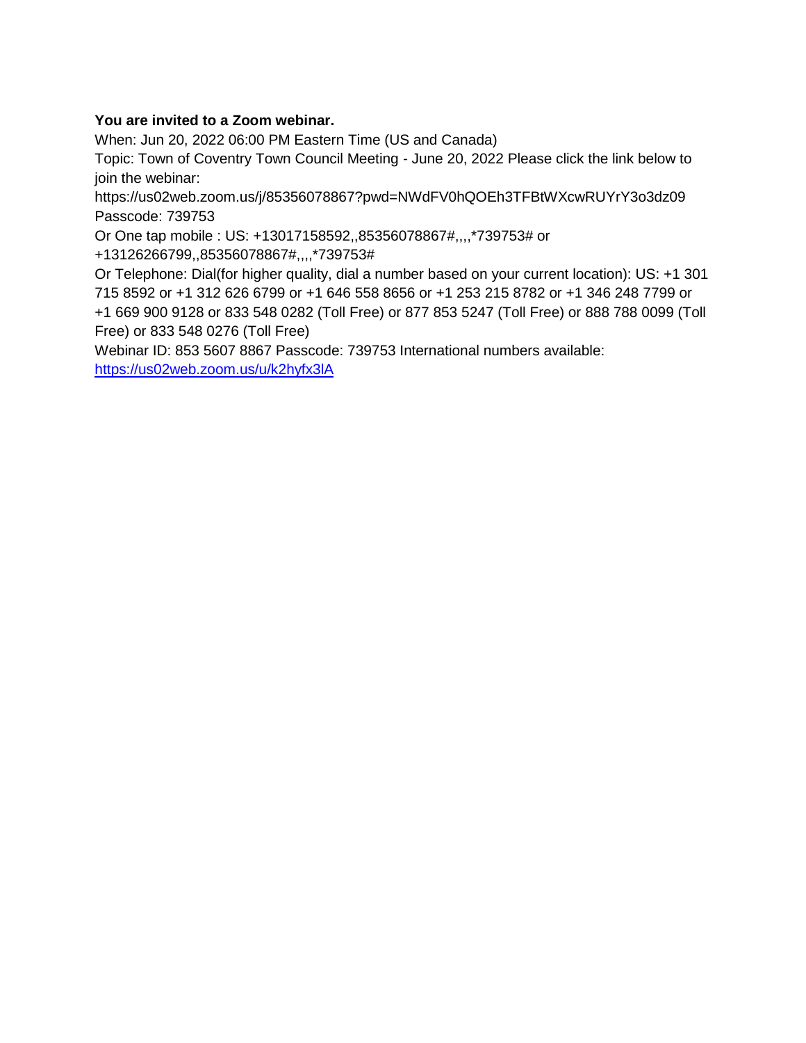**You are invited to a Zoom webinar.**

When: Jun 20, 2022 06:00 PM Eastern Time (US and Canada)

Topic: Town of Coventry Town Council Meeting - June 20, 2022 Please click the link below to join the webinar:

https://us02web.zoom.us/j/85356078867?pwd=NWdFV0hQOEh3TFBtWXcwRUYrY3o3dz09

Passcode: 739753

Or One tap mobile : US: +13017158592,,85356078867#,,,,*739753# or +13126266799,,85356078867#,,,,*739753#

Or Telephone: Dial(for higher quality, dial a number based on your current location): US: +1 301 715 8592 or +1 312 626 6799 or +1 646 558 8656 or +1 253 215 8782 or +1 346 248 7799 or +1 669 900 9128 or 833 548 0282 (Toll Free) or 877 853 5247 (Toll Free) or 888 788 0099 (Toll Free) or 833 548 0276 (Toll Free)

Webinar ID: 853 5607 8867 Passcode: 739753 International numbers available: https://us02web.zoom.us/u/k2hyfx3lA